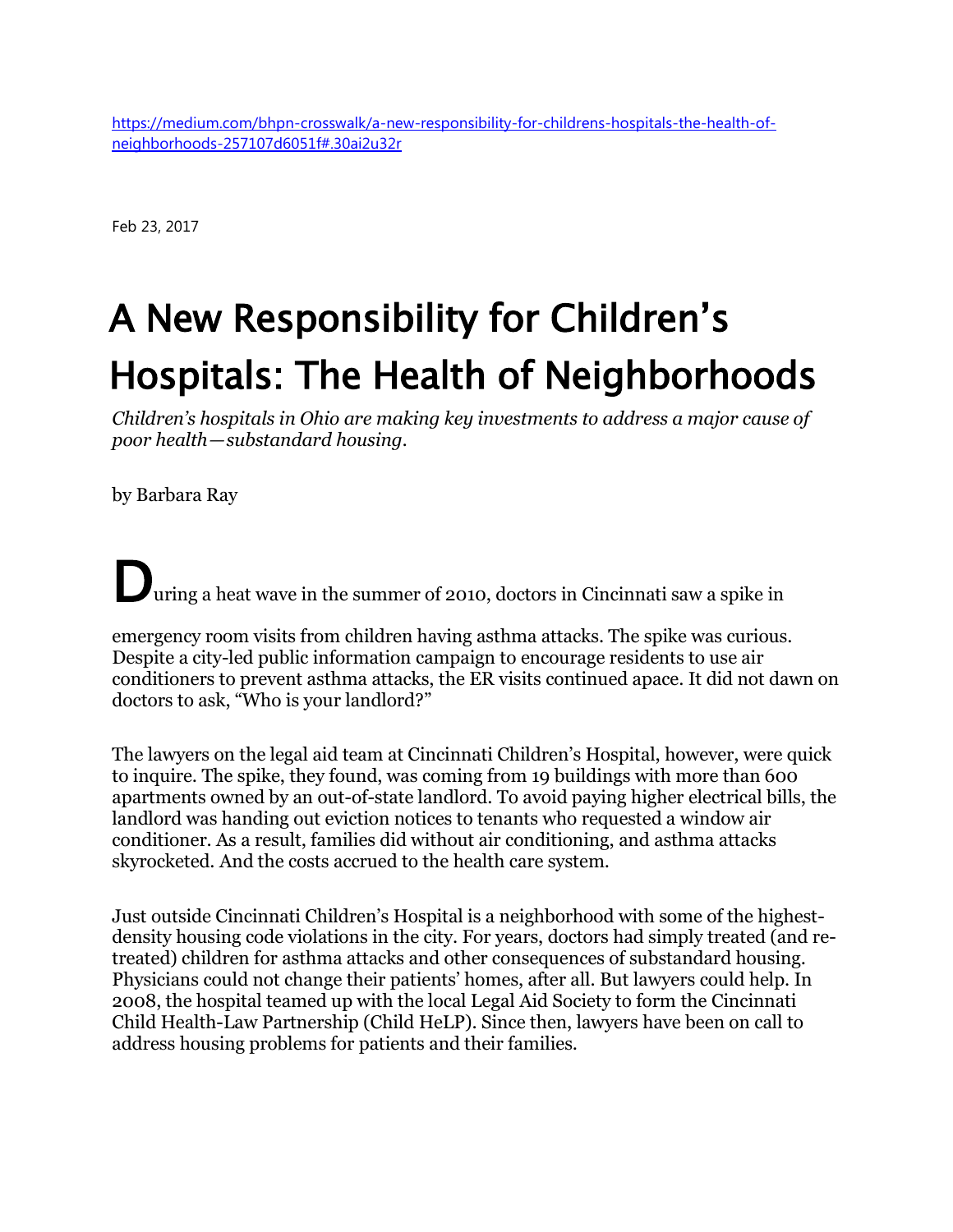https://medium.com/bhpn-crosswalk/a-new-responsibility-for-childrens-hospitals-the-health-of-neighborhoods-257107d6051f#.30ai2u32r

Feb 23, 2017

# A New Responsibility for Children's Hospitals: The Health of Neighborhoods

*Children's hospitals in Ohio are making key investments to address a major cause of poor health—substandard housing.*

by Barbara Ray

During a heat wave in the summer of 2010, doctors in Cincinnati saw a spike in emergency room visits from children having asthma attacks. The spike was curious. Despite a city-led public information campaign to encourage residents to use air conditioners to prevent asthma attacks, the ER visits continued apace. It did not dawn on doctors to ask, "Who is your landlord?"

The lawyers on the legal aid team at Cincinnati Children's Hospital, however, were quick to inquire. The spike, they found, was coming from 19 buildings with more than 600 apartments owned by an out-of-state landlord. To avoid paying higher electrical bills, the landlord was handing out eviction notices to tenants who requested a window air conditioner. As a result, families did without air conditioning, and asthma attacks skyrocketed. And the costs accrued to the health care system.

Just outside Cincinnati Children's Hospital is a neighborhood with some of the highest-density housing code violations in the city. For years, doctors had simply treated (and re-treated) children for asthma attacks and other consequences of substandard housing. Physicians could not change their patients' homes, after all. But lawyers could help. In 2008, the hospital teamed up with the local Legal Aid Society to form the Cincinnati Child Health-Law Partnership (Child HeLP). Since then, lawyers have been on call to address housing problems for patients and their families.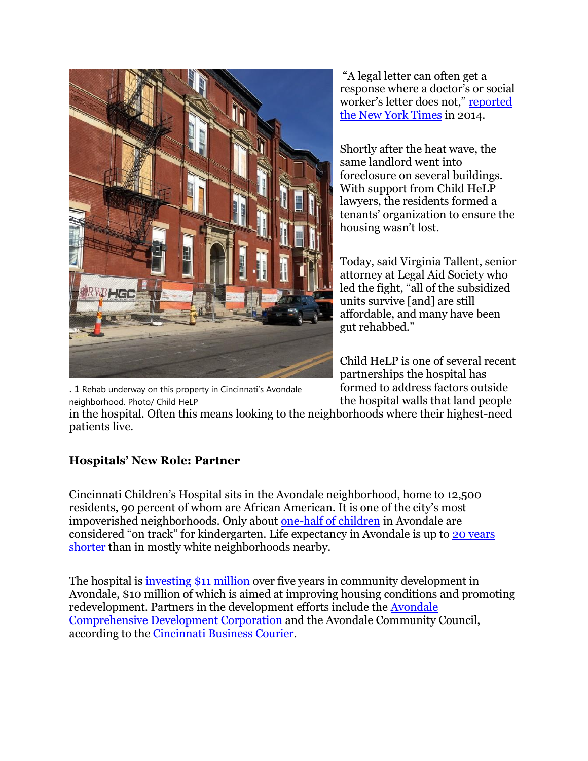"A legal letter can often get a response where a doctor's or social worker's letter does not," reported the New York Times in 2014.

Shortly after the heat wave, the same landlord went into foreclosure on several buildings. With support from Child HeLP lawyers, the residents formed a tenants' organization to ensure the housing wasn't lost.

Today, said Virginia Tallent, senior attorney at Legal Aid Society who led the fight, "all of the subsidized units survive [and] are still affordable, and many have been gut rehabbed."

. 1 Rehab underway on this property in Cincinnati's Avondale neighborhood. Photo/ Child HeLP

Child HeLP is one of several recent partnerships the hospital has formed to address factors outside the hospital walls that land people in the hospital. Often this means looking to the neighborhoods where their highest-need patients live.

## Hospitals' New Role: Partner

Cincinnati Children's Hospital sits in the Avondale neighborhood, home to 12,500 residents, 90 percent of whom are African American. It is one of the city's most impoverished neighborhoods. Only about one-half of children in Avondale are considered "on track" for kindergarten. Life expectancy in Avondale is up to 20 years shorter than in mostly white neighborhoods nearby.

The hospital is investing $11 million over five years in community development in Avondale, $10 million of which is aimed at improving housing conditions and promoting redevelopment. Partners in the development efforts include the Avondale Comprehensive Development Corporation and the Avondale Community Council, according to the Cincinnati Business Courier.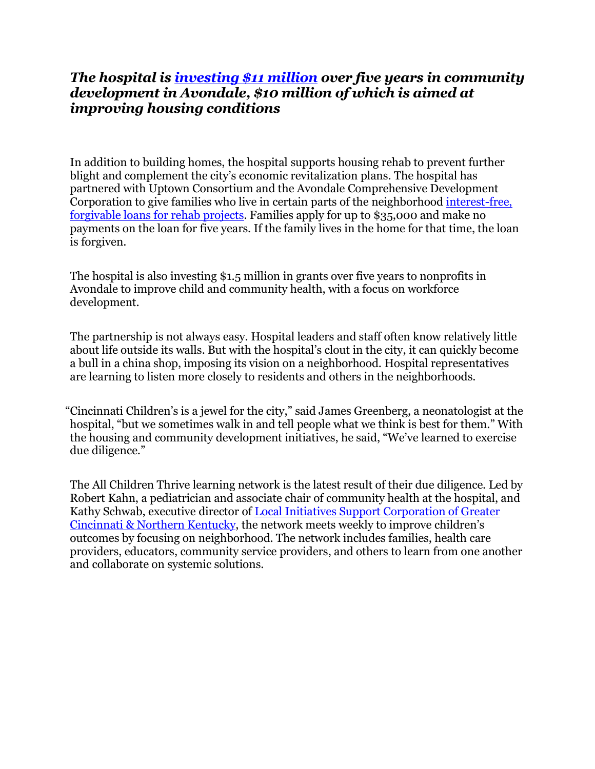***The hospital is investing $11 million over five years in community development in Avondale, $10 million of which is aimed at improving housing conditions***

In addition to building homes, the hospital supports housing rehab to prevent further blight and complement the city's economic revitalization plans. The hospital has partnered with Uptown Consortium and the Avondale Comprehensive Development Corporation to give families who live in certain parts of the neighborhood interest-free, forgivable loans for rehab projects. Families apply for up to $35,000 and make no payments on the loan for five years. If the family lives in the home for that time, the loan is forgiven.

The hospital is also investing $1.5 million in grants over five years to nonprofits in Avondale to improve child and community health, with a focus on workforce development.

The partnership is not always easy. Hospital leaders and staff often know relatively little about life outside its walls. But with the hospital's clout in the city, it can quickly become a bull in a china shop, imposing its vision on a neighborhood. Hospital representatives are learning to listen more closely to residents and others in the neighborhoods.

"Cincinnati Children's is a jewel for the city," said James Greenberg, a neonatologist at the hospital, "but we sometimes walk in and tell people what we think is best for them." With the housing and community development initiatives, he said, "We've learned to exercise due diligence."

The All Children Thrive learning network is the latest result of their due diligence. Led by Robert Kahn, a pediatrician and associate chair of community health at the hospital, and Kathy Schwab, executive director of Local Initiatives Support Corporation of Greater Cincinnati & Northern Kentucky, the network meets weekly to improve children's outcomes by focusing on neighborhood. The network includes families, health care providers, educators, community service providers, and others to learn from one another and collaborate on systemic solutions.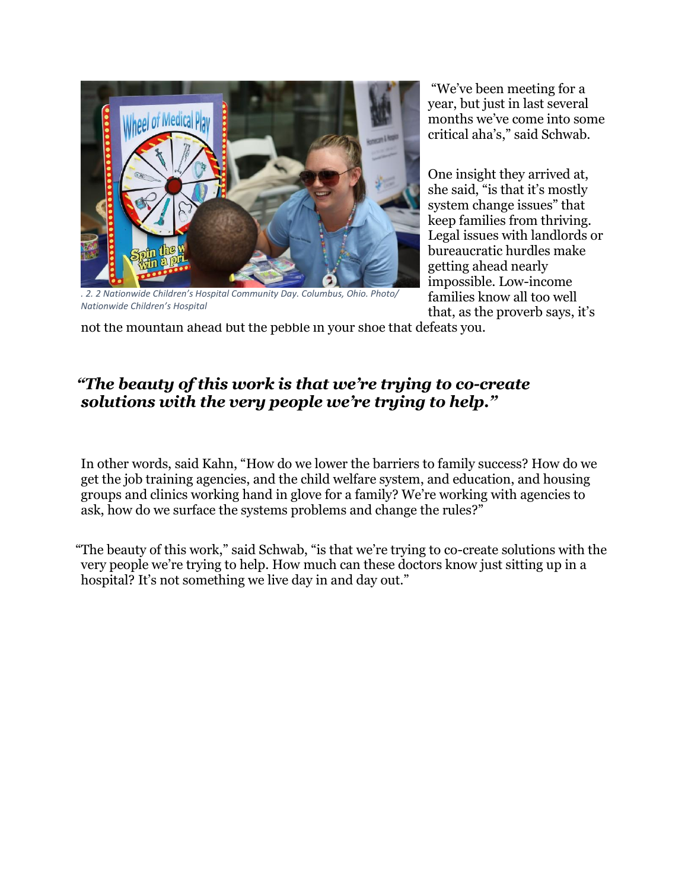. 2. 2 Nationwide Children's Hospital Community Day. Columbus, Ohio. Photo/ Nationwide Children's Hospital

"We've been meeting for a year, but just in last several months we've come into some critical aha's," said Schwab.

One insight they arrived at, she said, "is that it's mostly system change issues" that keep families from thriving. Legal issues with landlords or bureaucratic hurdles make getting ahead nearly impossible. Low-income families know all too well that, as the proverb says, it's not the mountain ahead but the pebble in your shoe that defeats you.

***"The beauty of this work is that we're trying to co-create solutions with the very people we're trying to help."***

In other words, said Kahn, "How do we lower the barriers to family success? How do we get the job training agencies, and the child welfare system, and education, and housing groups and clinics working hand in glove for a family? We're working with agencies to ask, how do we surface the systems problems and change the rules?"

"The beauty of this work," said Schwab, "is that we're trying to co-create solutions with the very people we're trying to help. How much can these doctors know just sitting up in a hospital? It's not something we live day in and day out."